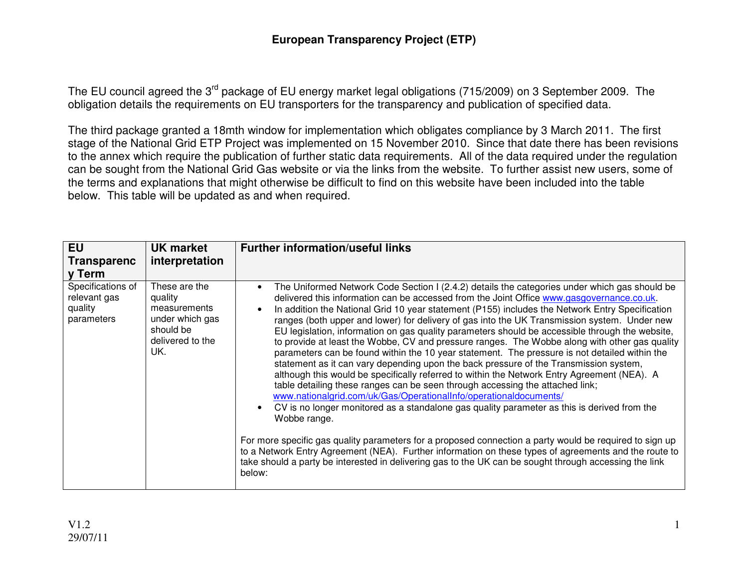# European Transparency Project (ETP)

The EU council agreed the 3[rd] package of EU energy market legal obligations (715/2009) on 3 September 2009. The obligation details the requirements on EU transporters for the transparency and publication of specified data.

The third package granted a 18mth window for implementation which obligates compliance by 3 March 2011. The first stage of the National Grid ETP Project was implemented on 15 November 2010. Since that date there has been revisions to the annex which require the publication of further static data requirements. All of the data required under the regulation can be sought from the National Grid Gas website or via the links from the website. To further assist new users, some of the terms and explanations that might otherwise be difficult to find on this website have been included into the table below. This table will be updated as and when required.

| EU Transparency Term | UK market interpretation | Further information/useful links |
|---|---|---|
| Specifications of relevant gas quality parameters | These are the quality measurements under which gas should be delivered to the UK. | • The Uniformed Network Code Section I (2.4.2) details the categories under which gas should be delivered this information can be accessed from the Joint Office www.gasgovernance.co.uk.<br>• In addition the National Grid 10 year statement (P155) includes the Network Entry Specification ranges (both upper and lower) for delivery of gas into the UK Transmission system. Under new EU legislation, information on gas quality parameters should be accessible through the website, to provide at least the Wobbe, CV and pressure ranges. The Wobbe along with other gas quality parameters can be found within the 10 year statement. The pressure is not detailed within the statement as it can vary depending upon the back pressure of the Transmission system, although this would be specifically referred to within the Network Entry Agreement (NEA). A table detailing these ranges can be seen through accessing the attached link; www.nationalgrid.com/uk/Gas/OperationalInfo/operationaldocuments/<br>• CV is no longer monitored as a standalone gas quality parameter as this is derived from the Wobbe range.<br><br>For more specific gas quality parameters for a proposed connection a party would be required to sign up to a Network Entry Agreement (NEA). Further information on these types of agreements and the route to take should a party be interested in delivering gas to the UK can be sought through accessing the link below: |

V1.2
29/07/11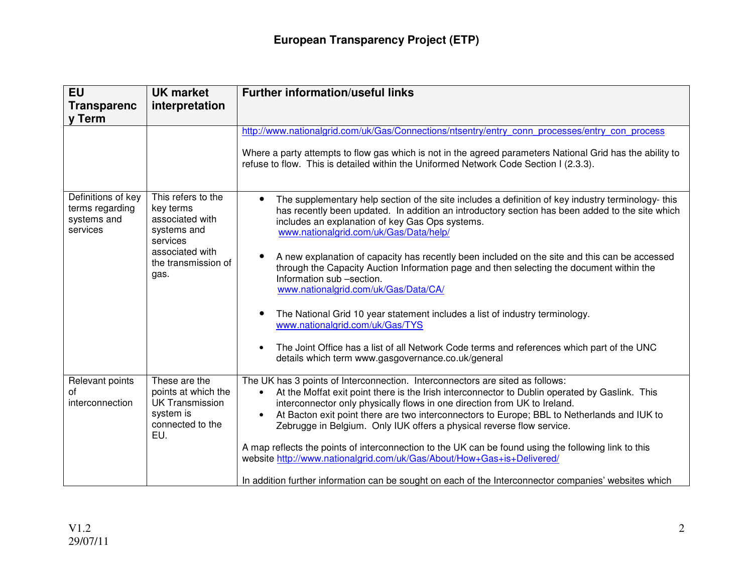# European Transparency Project (ETP)

| EU Transparency Term | UK market interpretation | Further information/useful links |
|---|---|---|
| | | http://www.nationalgrid.com/uk/Gas/Connections/ntsentry/entry_conn_processes/entry_con_process<br><br>Where a party attempts to flow gas which is not in the agreed parameters National Grid has the ability to refuse to flow. This is detailed within the Uniformed Network Code Section I (2.3.3). |
| Definitions of key terms regarding systems and services | This refers to the key terms associated with systems and services associated with the transmission of gas. | • The supplementary help section of the site includes a definition of key industry terminology- this has recently been updated. In addition an introductory section has been added to the site which includes an explanation of key Gas Ops systems. www.nationalgrid.com/uk/Gas/Data/help/<br><br>• A new explanation of capacity has recently been included on the site and this can be accessed through the Capacity Auction Information page and then selecting the document within the Information sub –section. www.nationalgrid.com/uk/Gas/Data/CA/<br><br>• The National Grid 10 year statement includes a list of industry terminology. www.nationalgrid.com/uk/Gas/TYS<br><br>• The Joint Office has a list of all Network Code terms and references which part of the UNC details which term www.gasgovernance.co.uk/general |
| Relevant points of interconnection | These are the points at which the UK Transmission system is connected to the EU. | The UK has 3 points of Interconnection. Interconnectors are sited as follows:<br>• At the Moffat exit point there is the Irish interconnector to Dublin operated by Gaslink. This interconnector only physically flows in one direction from UK to Ireland.<br>• At Bacton exit point there are two interconnectors to Europe; BBL to Netherlands and IUK to Zebrugge in Belgium. Only IUK offers a physical reverse flow service.<br><br>A map reflects the points of interconnection to the UK can be found using the following link to this website http://www.nationalgrid.com/uk/Gas/About/How+Gas+is+Delivered/<br><br>In addition further information can be sought on each of the Interconnector companies' websites which |

V1.2
29/07/11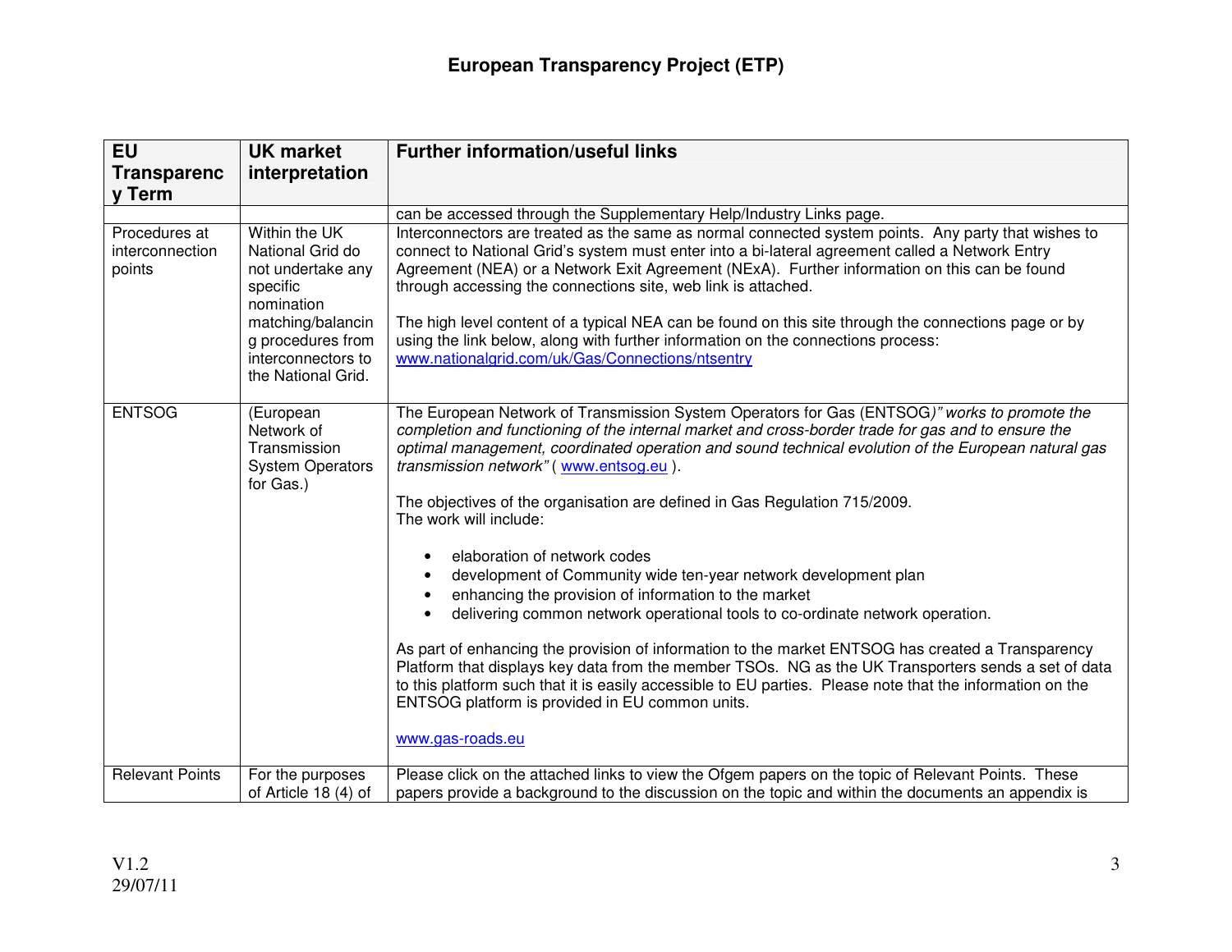| EU Transparency Term | UK market interpretation | Further information/useful links |
|---|---|---|
| | | can be accessed through the Supplementary Help/Industry Links page. |
| Procedures at interconnection points | Within the UK National Grid do not undertake any specific nomination matching/balancing procedures from interconnectors to the National Grid. | Interconnectors are treated as the same as normal connected system points. Any party that wishes to connect to National Grid's system must enter into a bi-lateral agreement called a Network Entry Agreement (NEA) or a Network Exit Agreement (NExA). Further information on this can be found through accessing the connections site, web link is attached.<br><br>The high level content of a typical NEA can be found on this site through the connections page or by using the link below, along with further information on the connections process:<br>www.nationalgrid.com/uk/Gas/Connections/ntsentry |
| ENTSOG | (European Network of Transmission System Operators for Gas.) | The European Network of Transmission System Operators for Gas (ENTSOG*)" works to promote the completion and functioning of the internal market and cross-border trade for gas and to ensure the optimal management, coordinated operation and sound technical evolution of the European natural gas transmission network"* ( www.entsog.eu ).<br><br>The objectives of the organisation are defined in Gas Regulation 715/2009.<br>The work will include:<br><br>• elaboration of network codes<br>• development of Community wide ten-year network development plan<br>• enhancing the provision of information to the market<br>• delivering common network operational tools to co-ordinate network operation.<br><br>As part of enhancing the provision of information to the market ENTSOG has created a Transparency Platform that displays key data from the member TSOs. NG as the UK Transporters sends a set of data to this platform such that it is easily accessible to EU parties. Please note that the information on the ENTSOG platform is provided in EU common units.<br><br>www.gas-roads.eu |
| Relevant Points | For the purposes of Article 18 (4) of | Please click on the attached links to view the Ofgem papers on the topic of Relevant Points. These papers provide a background to the discussion on the topic and within the documents an appendix is |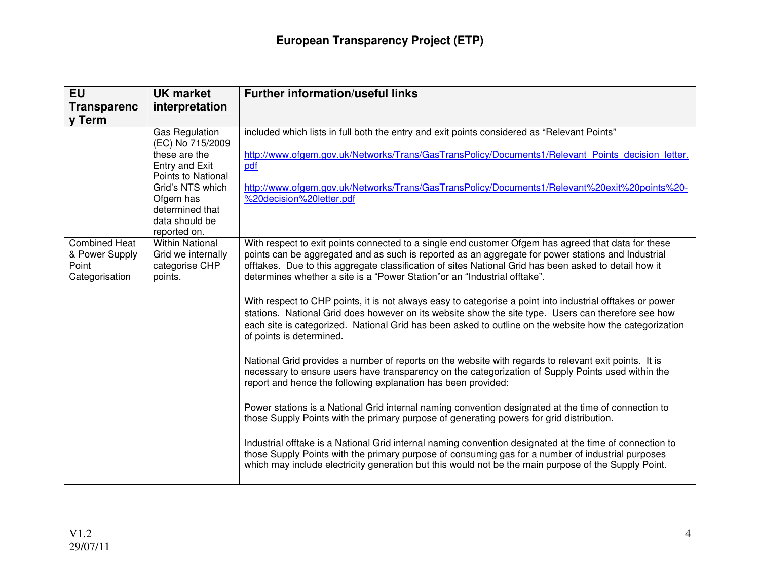# European Transparency Project (ETP)

| EU Transparency Term | UK market interpretation | Further information/useful links |
|---|---|---|
| | Gas Regulation (EC) No 715/2009 these are the Entry and Exit Points to National Grid's NTS which Ofgem has determined that data should be reported on. | included which lists in full both the entry and exit points considered as "Relevant Points"<br><br>http://www.ofgem.gov.uk/Networks/Trans/GasTransPolicy/Documents1/Relevant_Points_decision_letter.pdf<br><br>http://www.ofgem.gov.uk/Networks/Trans/GasTransPolicy/Documents1/Relevant%20exit%20points%20-%20decision%20letter.pdf |
| Combined Heat & Power Supply Point Categorisation | Within National Grid we internally categorise CHP points. | With respect to exit points connected to a single end customer Ofgem has agreed that data for these points can be aggregated and as such is reported as an aggregate for power stations and Industrial offtakes. Due to this aggregate classification of sites National Grid has been asked to detail how it determines whether a site is a "Power Station"or an "Industrial offtake".<br><br>With respect to CHP points, it is not always easy to categorise a point into industrial offtakes or power stations. National Grid does however on its website show the site type. Users can therefore see how each site is categorized. National Grid has been asked to outline on the website how the categorization of points is determined.<br><br>National Grid provides a number of reports on the website with regards to relevant exit points. It is necessary to ensure users have transparency on the categorization of Supply Points used within the report and hence the following explanation has been provided:<br><br>Power stations is a National Grid internal naming convention designated at the time of connection to those Supply Points with the primary purpose of generating powers for grid distribution.<br><br>Industrial offtake is a National Grid internal naming convention designated at the time of connection to those Supply Points with the primary purpose of consuming gas for a number of industrial purposes which may include electricity generation but this would not be the main purpose of the Supply Point. |

V1.2
29/07/11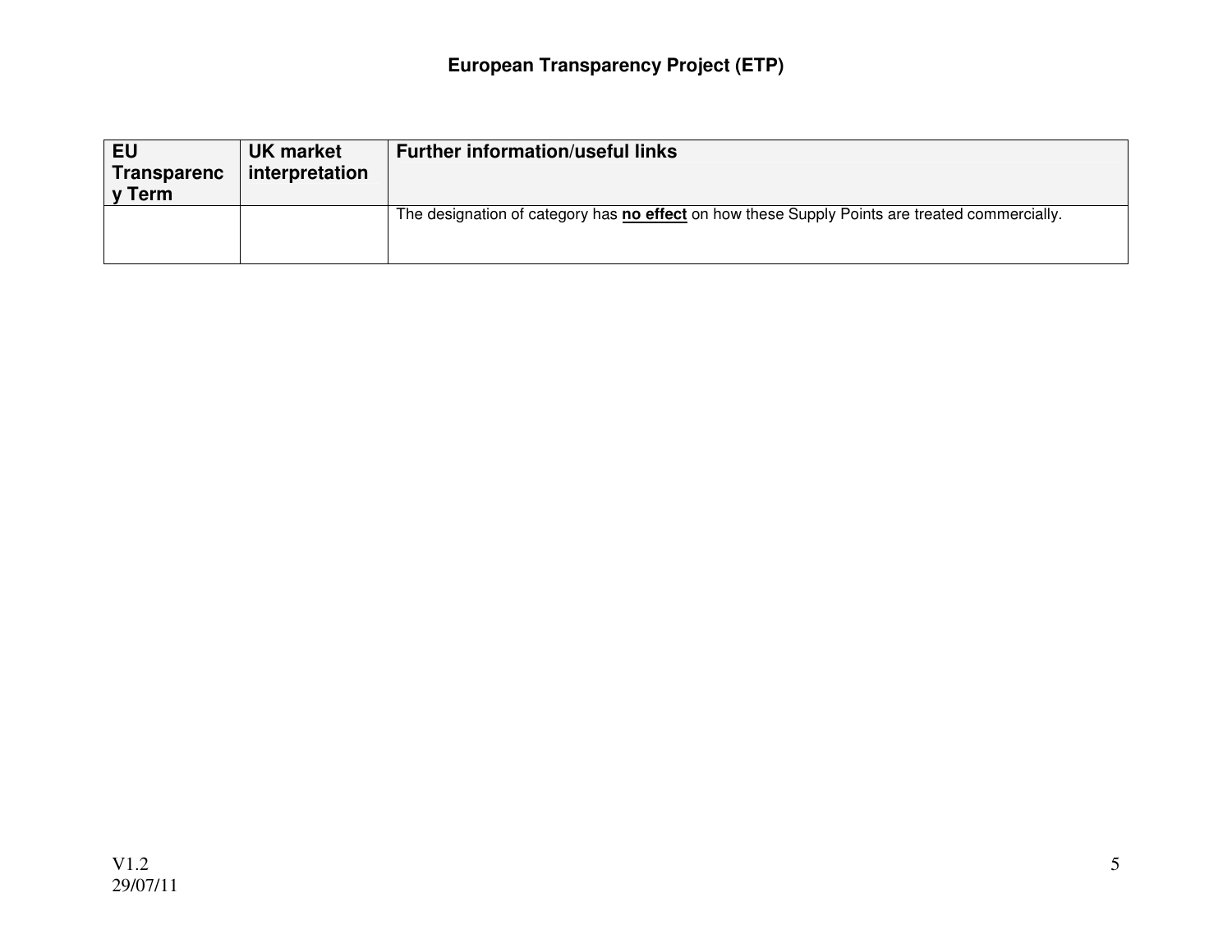| EU Transparency Term | UK market interpretation | Further information/useful links |
| --- | --- | --- |
| | | The designation of category has **no effect** on how these Supply Points are treated commercially. |